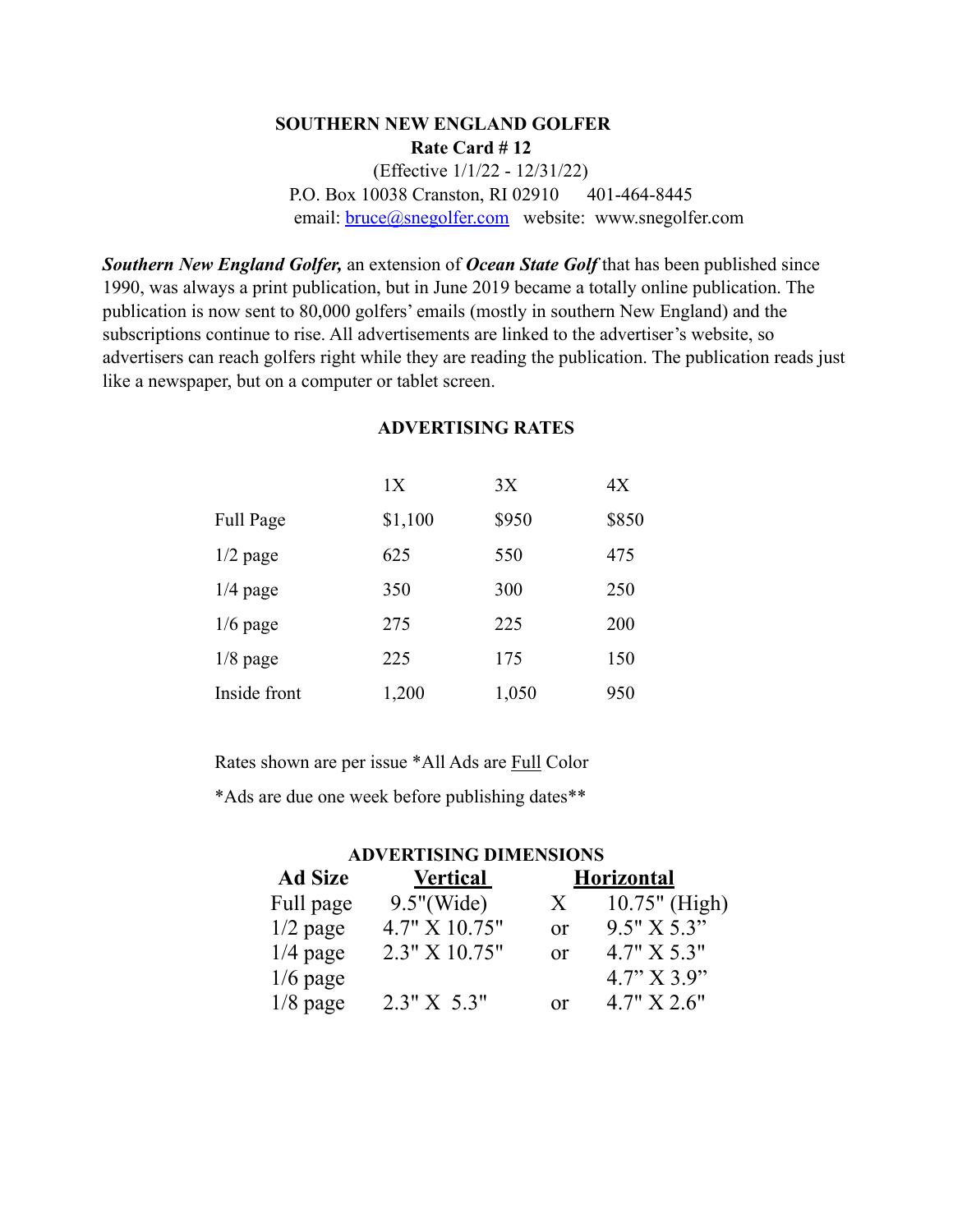**SOUTHERN NEW ENGLAND GOLFER**

**Rate Card # 12**

(Effective 1/1/22 - 12/31/22)

P.O. Box 10038 Cranston, RI 02910     401-464-8445

email: bruce@snegolfer.com   website: www.snegolfer.com

***Southern New England Golfer,*** an extension of ***Ocean State Golf*** that has been published since 1990, was always a print publication, but in June 2019 became a totally online publication. The publication is now sent to 80,000 golfers' emails (mostly in southern New England) and the subscriptions continue to rise. All advertisements are linked to the advertiser's website, so advertisers can reach golfers right while they are reading the publication. The publication reads just like a newspaper, but on a computer or tablet screen.

**ADVERTISING RATES**

| | 1X | 3X | 4X |
|---|---|---|---|
| Full Page | $1,100 | $950 | $850 |
| 1/2 page | 625 | 550 | 475 |
| 1/4 page | 350 | 300 | 250 |
| 1/6 page | 275 | 225 | 200 |
| 1/8 page | 225 | 175 | 150 |
| Inside front | 1,200 | 1,050 | 950 |

Rates shown are per issue *All Ads are Full Color

*Ads are due one week before publishing dates**

**ADVERTISING DIMENSIONS**

| **Ad Size** | **Vertical** | | **Horizontal** |
|---|---|---|---|
| Full page | 9.5"(Wide) | X | 10.75" (High) |
| 1/2 page | 4.7" X 10.75" | or | 9.5" X 5.3" |
| 1/4 page | 2.3" X 10.75" | or | 4.7" X 5.3" |
| 1/6 page | | | 4.7" X 3.9" |
| 1/8 page | 2.3" X 5.3" | or | 4.7" X 2.6" |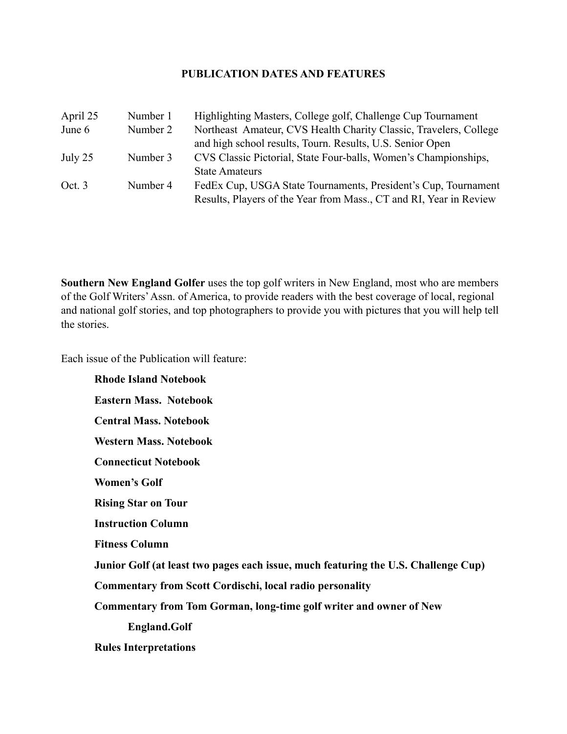## PUBLICATION DATES AND FEATURES

| | | |
|---|---|---|
| April 25 | Number 1 | Highlighting Masters, College golf, Challenge Cup Tournament |
| June 6 | Number 2 | Northeast Amateur, CVS Health Charity Classic, Travelers, College and high school results, Tourn. Results, U.S. Senior Open |
| July 25 | Number 3 | CVS Classic Pictorial, State Four-balls, Women's Championships, State Amateurs |
| Oct. 3 | Number 4 | FedEx Cup, USGA State Tournaments, President's Cup, Tournament Results, Players of the Year from Mass., CT and RI, Year in Review |

**Southern New England Golfer** uses the top golf writers in New England, most who are members of the Golf Writers' Assn. of America, to provide readers with the best coverage of local, regional and national golf stories, and top photographers to provide you with pictures that you will help tell the stories.

Each issue of the Publication will feature:

- **Rhode Island Notebook**
- **Eastern Mass. Notebook**
- **Central Mass. Notebook**
- **Western Mass. Notebook**
- **Connecticut Notebook**
- **Women's Golf**
- **Rising Star on Tour**
- **Instruction Column**
- **Fitness Column**
- **Junior Golf (at least two pages each issue, much featuring the U.S. Challenge Cup)**
- **Commentary from Scott Cordischi, local radio personality**
- **Commentary from Tom Gorman, long-time golf writer and owner of New England.Golf**
- **Rules Interpretations**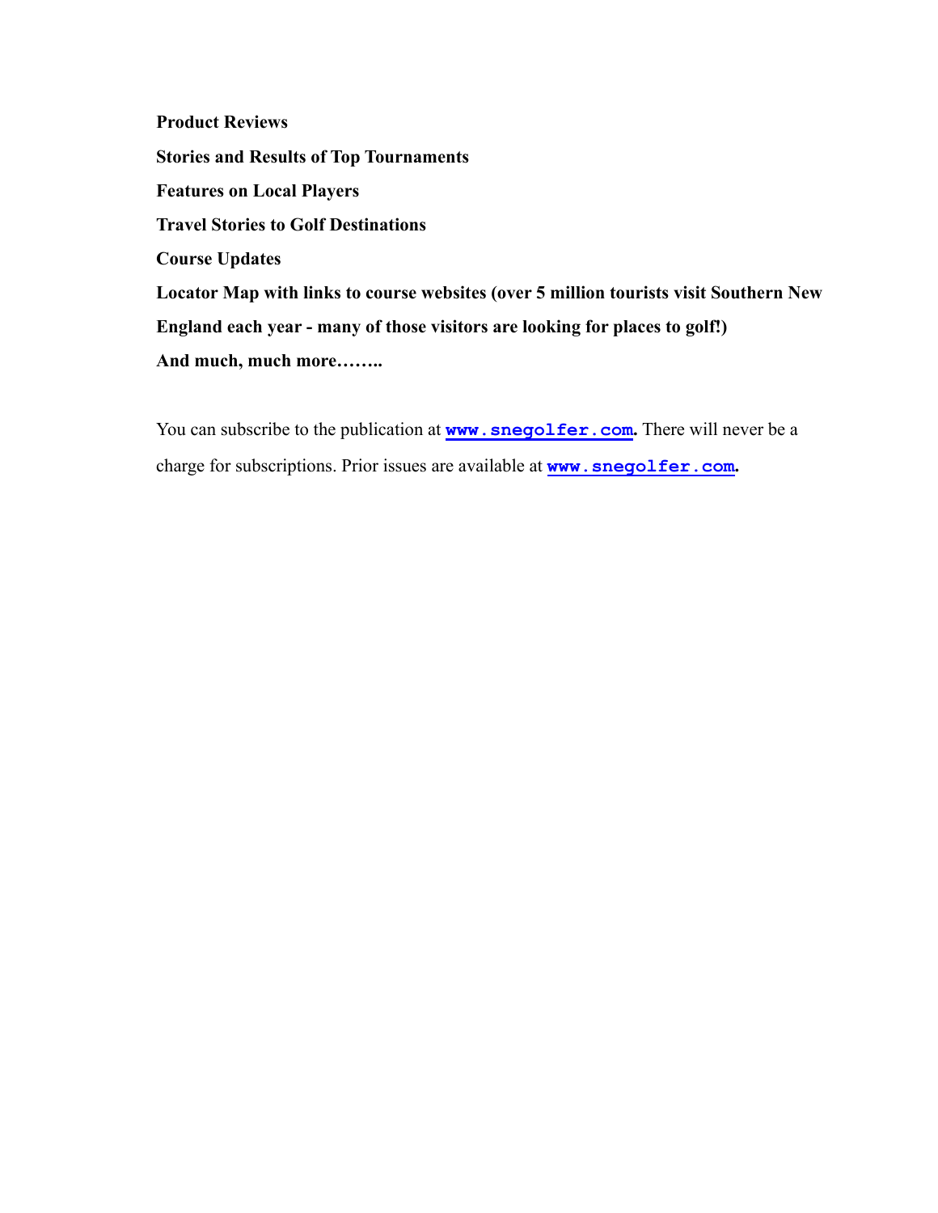**Product Reviews**

**Stories and Results of Top Tournaments**

**Features on Local Players**

**Travel Stories to Golf Destinations**

**Course Updates**

**Locator Map with links to course websites (over 5 million tourists visit Southern New England each year - many of those visitors are looking for places to golf!)**

**And much, much more……..**

You can subscribe to the publication at **www.snegolfer.com.** There will never be a charge for subscriptions. Prior issues are available at **www.snegolfer.com.**